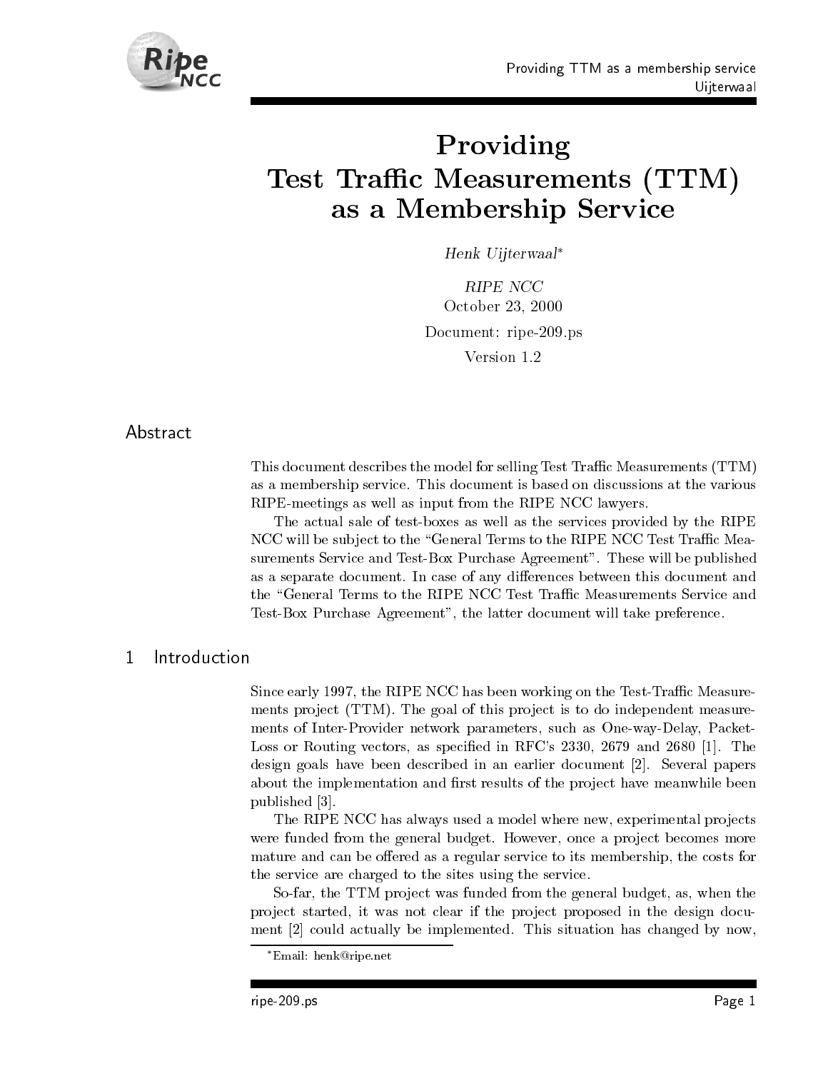# Providing Test Traffic Measurements (TTM) as a Membership Service

*Henk Uijterwaal*[*]

*RIPE NCC*

October 23, 2000

Document: ripe-209.ps

Version 1.2

## Abstract

This document describes the model for selling Test Traffic Measurements (TTM) as a membership service. This document is based on discussions at the various RIPE-meetings as well as input from the RIPE NCC lawyers.

The actual sale of test-boxes as well as the services provided by the RIPE NCC will be subject to the "General Terms to the RIPE NCC Test Traffic Measurements Service and Test-Box Purchase Agreement". These will be published as a separate document. In case of any differences between this document and the "General Terms to the RIPE NCC Test Traffic Measurements Service and Test-Box Purchase Agreement", the latter document will take preference.

## 1 Introduction

Since early 1997, the RIPE NCC has been working on the Test-Traffic Measurements project (TTM). The goal of this project is to do independent measurements of Inter-Provider network parameters, such as One-way-Delay, Packet-Loss or Routing vectors, as specified in RFC's 2330, 2679 and 2680 [1]. The design goals have been described in an earlier document [2]. Several papers about the implementation and first results of the project have meanwhile been published [3].

The RIPE NCC has always used a model where new, experimental projects were funded from the general budget. However, once a project becomes more mature and can be offered as a regular service to its membership, the costs for the service are charged to the sites using the service.

So-far, the TTM project was funded from the general budget, as, when the project started, it was not clear if the project proposed in the design document [2] could actually be implemented. This situation has changed by now,

[*] Email: henk@ripe.net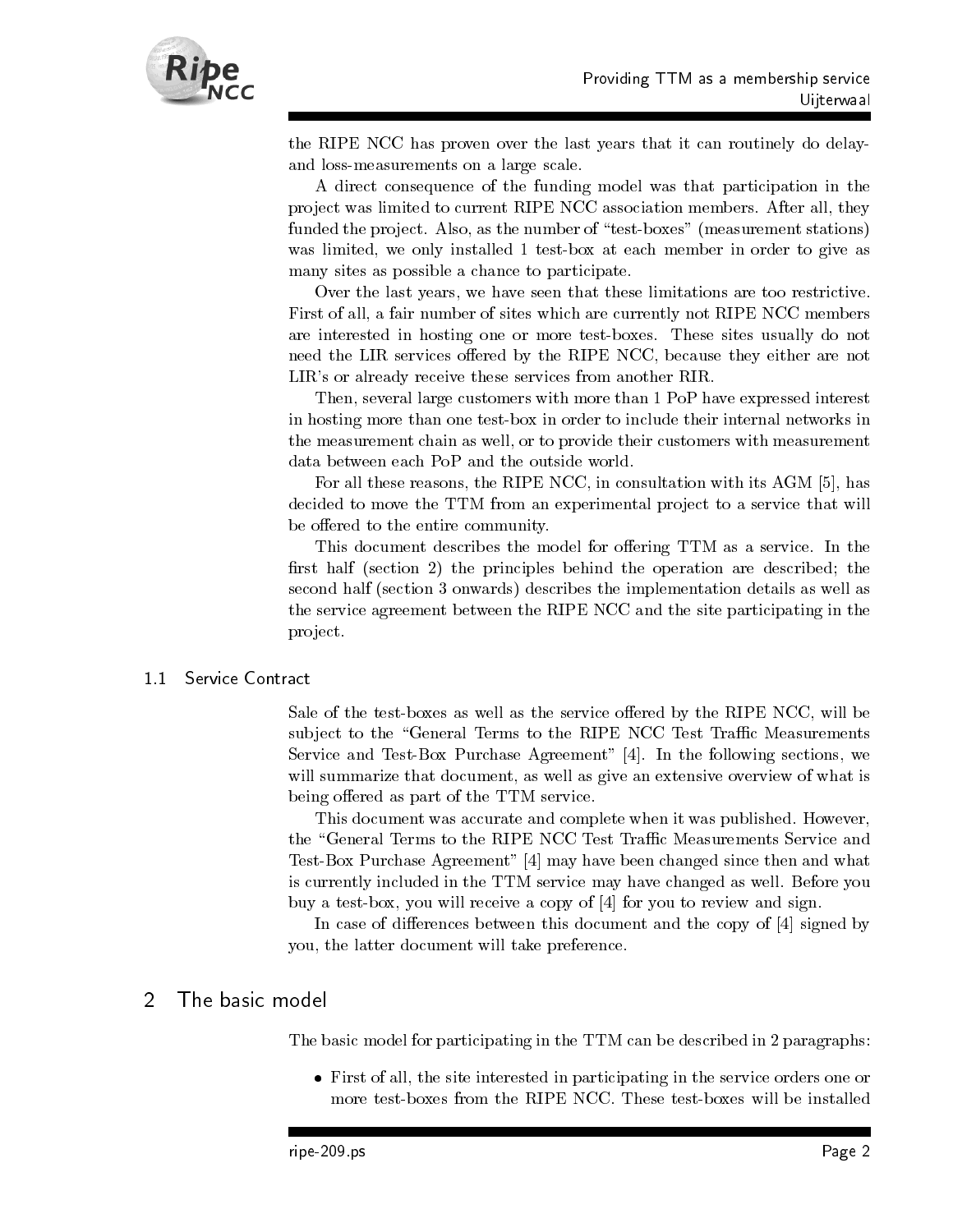the RIPE NCC has proven over the last years that it can routinely do delay- and loss-measurements on a large scale.

A direct consequence of the funding model was that participation in the project was limited to current RIPE NCC association members. After all, they funded the project. Also, as the number of "test-boxes" (measurement stations) was limited, we only installed 1 test-box at each member in order to give as many sites as possible a chance to participate.

Over the last years, we have seen that these limitations are too restrictive. First of all, a fair number of sites which are currently not RIPE NCC members are interested in hosting one or more test-boxes. These sites usually do not need the LIR services offered by the RIPE NCC, because they either are not LIR's or already receive these services from another RIR.

Then, several large customers with more than 1 PoP have expressed interest in hosting more than one test-box in order to include their internal networks in the measurement chain as well, or to provide their customers with measurement data between each PoP and the outside world.

For all these reasons, the RIPE NCC, in consultation with its AGM [5], has decided to move the TTM from an experimental project to a service that will be offered to the entire community.

This document describes the model for offering TTM as a service. In the first half (section 2) the principles behind the operation are described; the second half (section 3 onwards) describes the implementation details as well as the service agreement between the RIPE NCC and the site participating in the project.

### 1.1 Service Contract

Sale of the test-boxes as well as the service offered by the RIPE NCC, will be subject to the "General Terms to the RIPE NCC Test Traffic Measurements Service and Test-Box Purchase Agreement" [4]. In the following sections, we will summarize that document, as well as give an extensive overview of what is being offered as part of the TTM service.

This document was accurate and complete when it was published. However, the "General Terms to the RIPE NCC Test Traffic Measurements Service and Test-Box Purchase Agreement" [4] may have been changed since then and what is currently included in the TTM service may have changed as well. Before you buy a test-box, you will receive a copy of [4] for you to review and sign.

In case of differences between this document and the copy of [4] signed by you, the latter document will take preference.

## 2 The basic model

The basic model for participating in the TTM can be described in 2 paragraphs:

- First of all, the site interested in participating in the service orders one or more test-boxes from the RIPE NCC. These test-boxes will be installed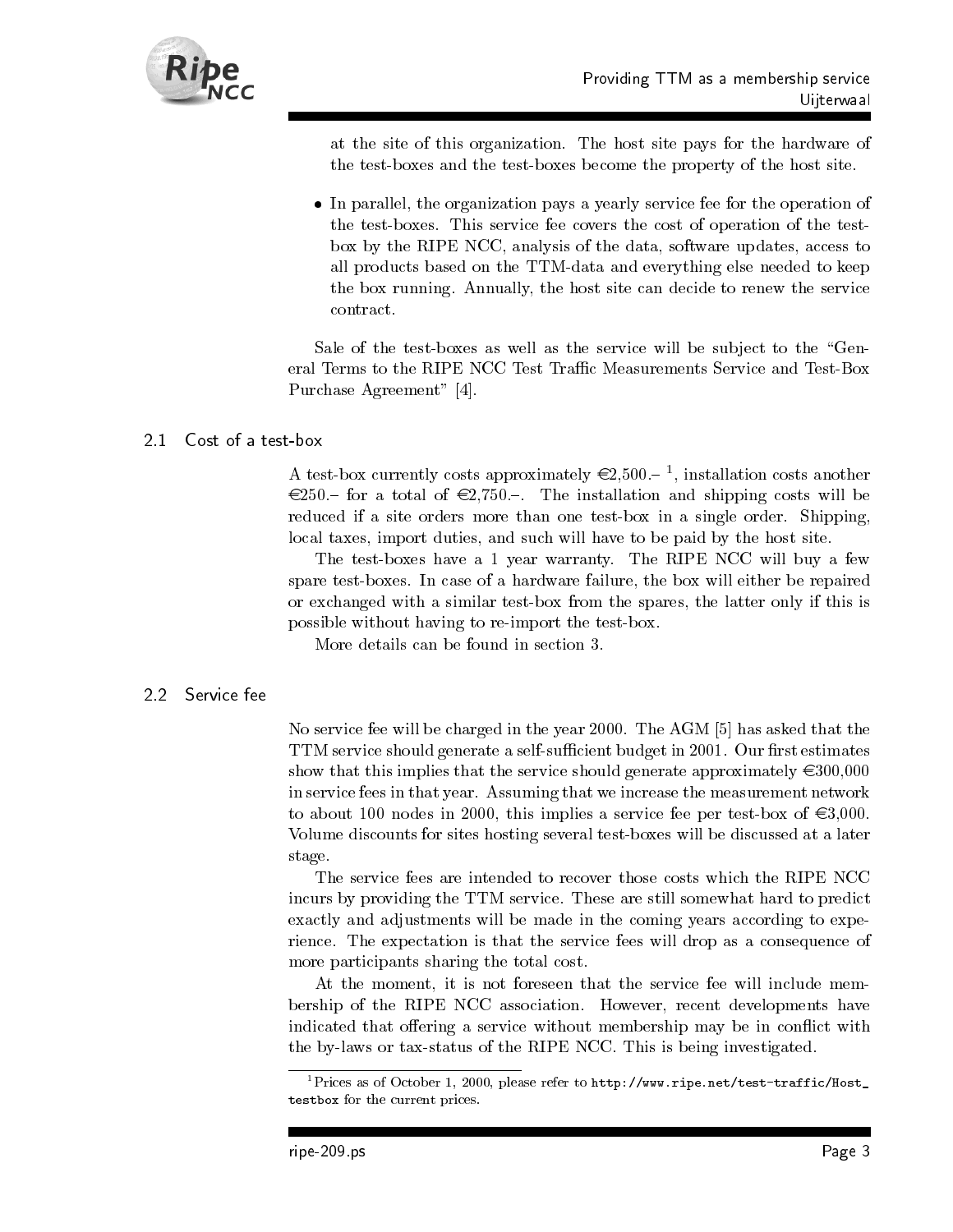at the site of this organization. The host site pays for the hardware of the test-boxes and the test-boxes become the property of the host site.

- In parallel, the organization pays a yearly service fee for the operation of the test-boxes. This service fee covers the cost of operation of the test-box by the RIPE NCC, analysis of the data, software updates, access to all products based on the TTM-data and everything else needed to keep the box running. Annually, the host site can decide to renew the service contract.

Sale of the test-boxes as well as the service will be subject to the "General Terms to the RIPE NCC Test Traffic Measurements Service and Test-Box Purchase Agreement" [4].

## 2.1 Cost of a test-box

A test-box currently costs approximately €2,500.– [1], installation costs another €250.– for a total of €2,750.–. The installation and shipping costs will be reduced if a site orders more than one test-box in a single order. Shipping, local taxes, import duties, and such will have to be paid by the host site.

The test-boxes have a 1 year warranty. The RIPE NCC will buy a few spare test-boxes. In case of a hardware failure, the box will either be repaired or exchanged with a similar test-box from the spares, the latter only if this is possible without having to re-import the test-box.

More details can be found in section 3.

## 2.2 Service fee

No service fee will be charged in the year 2000. The AGM [5] has asked that the TTM service should generate a self-sufficient budget in 2001. Our first estimates show that this implies that the service should generate approximately €300,000 in service fees in that year. Assuming that we increase the measurement network to about 100 nodes in 2000, this implies a service fee per test-box of €3,000. Volume discounts for sites hosting several test-boxes will be discussed at a later stage.

The service fees are intended to recover those costs which the RIPE NCC incurs by providing the TTM service. These are still somewhat hard to predict exactly and adjustments will be made in the coming years according to experience. The expectation is that the service fees will drop as a consequence of more participants sharing the total cost.

At the moment, it is not foreseen that the service fee will include membership of the RIPE NCC association. However, recent developments have indicated that offering a service without membership may be in conflict with the by-laws or tax-status of the RIPE NCC. This is being investigated.

[1] Prices as of October 1, 2000, please refer to `http://www.ripe.net/test-traffic/Host_testbox` for the current prices.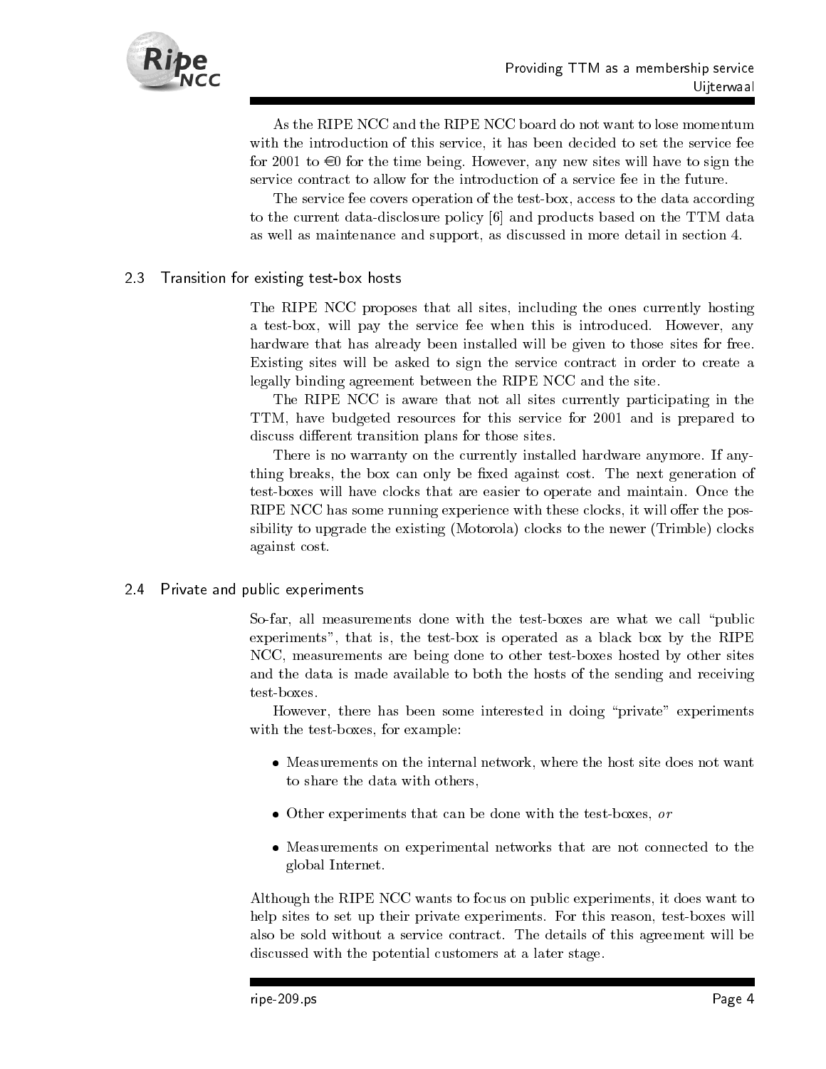As the RIPE NCC and the RIPE NCC board do not want to lose momentum with the introduction of this service, it has been decided to set the service fee for 2001 to €0 for the time being. However, any new sites will have to sign the service contract to allow for the introduction of a service fee in the future.

The service fee covers operation of the test-box, access to the data according to the current data-disclosure policy [6] and products based on the TTM data as well as maintenance and support, as discussed in more detail in section 4.

### 2.3 Transition for existing test-box hosts

The RIPE NCC proposes that all sites, including the ones currently hosting a test-box, will pay the service fee when this is introduced. However, any hardware that has already been installed will be given to those sites for free. Existing sites will be asked to sign the service contract in order to create a legally binding agreement between the RIPE NCC and the site.

The RIPE NCC is aware that not all sites currently participating in the TTM, have budgeted resources for this service for 2001 and is prepared to discuss different transition plans for those sites.

There is no warranty on the currently installed hardware anymore. If anything breaks, the box can only be fixed against cost. The next generation of test-boxes will have clocks that are easier to operate and maintain. Once the RIPE NCC has some running experience with these clocks, it will offer the possibility to upgrade the existing (Motorola) clocks to the newer (Trimble) clocks against cost.

### 2.4 Private and public experiments

So-far, all measurements done with the test-boxes are what we call "public experiments", that is, the test-box is operated as a black box by the RIPE NCC, measurements are being done to other test-boxes hosted by other sites and the data is made available to both the hosts of the sending and receiving test-boxes.

However, there has been some interested in doing "private" experiments with the test-boxes, for example:

- Measurements on the internal network, where the host site does not want to share the data with others,
- Other experiments that can be done with the test-boxes, *or*
- Measurements on experimental networks that are not connected to the global Internet.

Although the RIPE NCC wants to focus on public experiments, it does want to help sites to set up their private experiments. For this reason, test-boxes will also be sold without a service contract. The details of this agreement will be discussed with the potential customers at a later stage.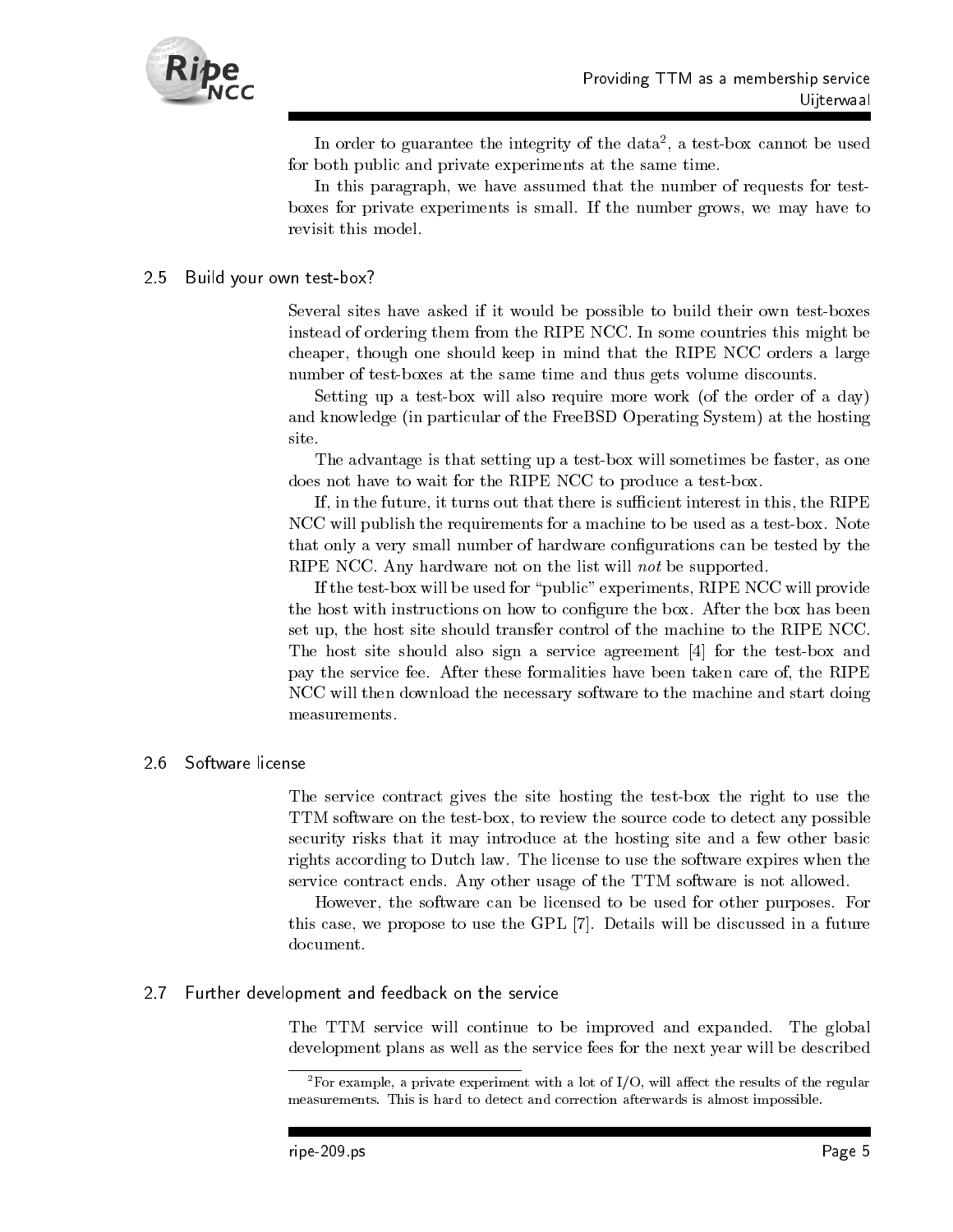In order to guarantee the integrity of the data[2], a test-box cannot be used for both public and private experiments at the same time.

In this paragraph, we have assumed that the number of requests for test-boxes for private experiments is small. If the number grows, we may have to revisit this model.

## 2.5 Build your own test-box?

Several sites have asked if it would be possible to build their own test-boxes instead of ordering them from the RIPE NCC. In some countries this might be cheaper, though one should keep in mind that the RIPE NCC orders a large number of test-boxes at the same time and thus gets volume discounts.

Setting up a test-box will also require more work (of the order of a day) and knowledge (in particular of the FreeBSD Operating System) at the hosting site.

The advantage is that setting up a test-box will sometimes be faster, as one does not have to wait for the RIPE NCC to produce a test-box.

If, in the future, it turns out that there is sufficient interest in this, the RIPE NCC will publish the requirements for a machine to be used as a test-box. Note that only a very small number of hardware configurations can be tested by the RIPE NCC. Any hardware not on the list will *not* be supported.

If the test-box will be used for "public" experiments, RIPE NCC will provide the host with instructions on how to configure the box. After the box has been set up, the host site should transfer control of the machine to the RIPE NCC. The host site should also sign a service agreement [4] for the test-box and pay the service fee. After these formalities have been taken care of, the RIPE NCC will then download the necessary software to the machine and start doing measurements.

## 2.6 Software license

The service contract gives the site hosting the test-box the right to use the TTM software on the test-box, to review the source code to detect any possible security risks that it may introduce at the hosting site and a few other basic rights according to Dutch law. The license to use the software expires when the service contract ends. Any other usage of the TTM software is not allowed.

However, the software can be licensed to be used for other purposes. For this case, we propose to use the GPL [7]. Details will be discussed in a future document.

## 2.7 Further development and feedback on the service

The TTM service will continue to be improved and expanded. The global development plans as well as the service fees for the next year will be described

[2] For example, a private experiment with a lot of I/O, will affect the results of the regular measurements. This is hard to detect and correction afterwards is almost impossible.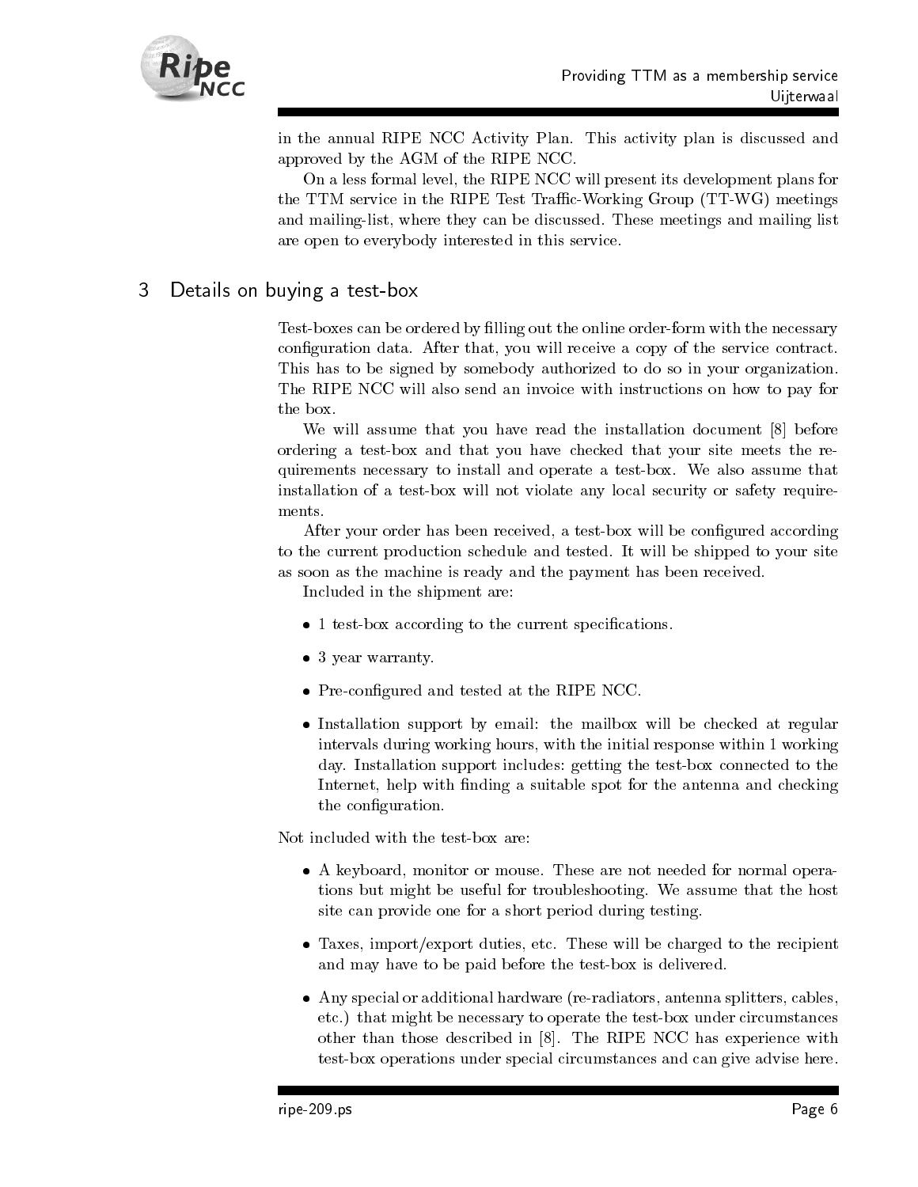in the annual RIPE NCC Activity Plan. This activity plan is discussed and approved by the AGM of the RIPE NCC.

On a less formal level, the RIPE NCC will present its development plans for the TTM service in the RIPE Test Traffic-Working Group (TT-WG) meetings and mailing-list, where they can be discussed. These meetings and mailing list are open to everybody interested in this service.

## 3 Details on buying a test-box

Test-boxes can be ordered by filling out the online order-form with the necessary configuration data. After that, you will receive a copy of the service contract. This has to be signed by somebody authorized to do so in your organization. The RIPE NCC will also send an invoice with instructions on how to pay for the box.

We will assume that you have read the installation document [8] before ordering a test-box and that you have checked that your site meets the requirements necessary to install and operate a test-box. We also assume that installation of a test-box will not violate any local security or safety requirements.

After your order has been received, a test-box will be configured according to the current production schedule and tested. It will be shipped to your site as soon as the machine is ready and the payment has been received.

Included in the shipment are:

- 1 test-box according to the current specifications.
- 3 year warranty.
- Pre-configured and tested at the RIPE NCC.
- Installation support by email: the mailbox will be checked at regular intervals during working hours, with the initial response within 1 working day. Installation support includes: getting the test-box connected to the Internet, help with finding a suitable spot for the antenna and checking the configuration.

Not included with the test-box are:

- A keyboard, monitor or mouse. These are not needed for normal operations but might be useful for troubleshooting. We assume that the host site can provide one for a short period during testing.
- Taxes, import/export duties, etc. These will be charged to the recipient and may have to be paid before the test-box is delivered.
- Any special or additional hardware (re-radiators, antenna splitters, cables, etc.) that might be necessary to operate the test-box under circumstances other than those described in [8]. The RIPE NCC has experience with test-box operations under special circumstances and can give advise here.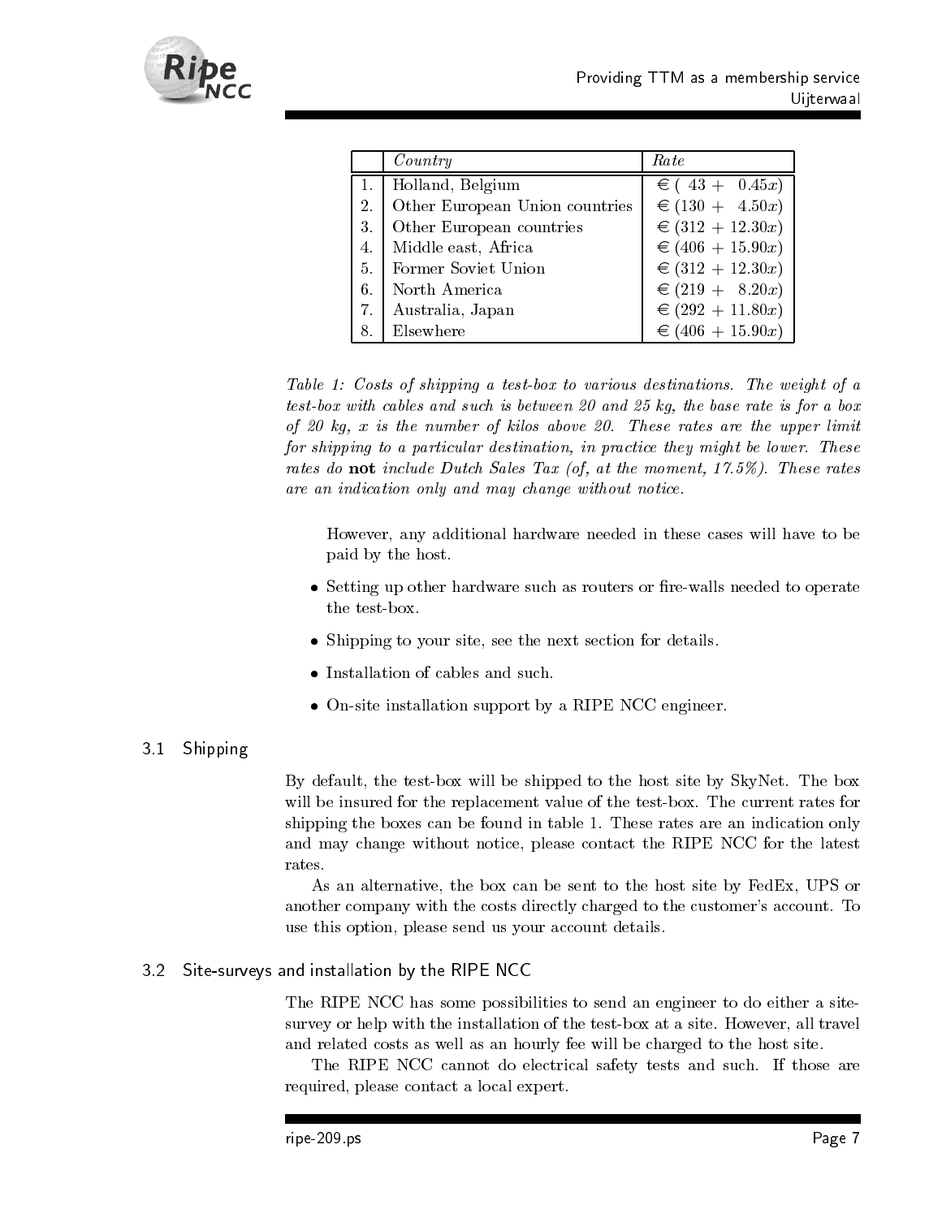| | *Country* | *Rate* |
|---|---|---|
| 1. | Holland, Belgium | € ( 43 + 0.45$x$) |
| 2. | Other European Union countries | € (130 + 4.50$x$) |
| 3. | Other European countries | € (312 + 12.30$x$) |
| 4. | Middle east, Africa | € (406 + 15.90$x$) |
| 5. | Former Soviet Union | € (312 + 12.30$x$) |
| 6. | North America | € (219 + 8.20$x$) |
| 7. | Australia, Japan | € (292 + 11.80$x$) |
| 8. | Elsewhere | € (406 + 15.90$x$) |

*Table 1: Costs of shipping a test-box to various destinations. The weight of a test-box with cables and such is between 20 and 25 kg, the base rate is for a box of 20 kg, x is the number of kilos above 20. These rates are the upper limit for shipping to a particular destination, in practice they might be lower. These rates do* **not** *include Dutch Sales Tax (of, at the moment, 17.5%). These rates are an indication only and may change without notice.*

However, any additional hardware needed in these cases will have to be paid by the host.

- Setting up other hardware such as routers or fire-walls needed to operate the test-box.
- Shipping to your site, see the next section for details.
- Installation of cables and such.
- On-site installation support by a RIPE NCC engineer.

### 3.1 Shipping

By default, the test-box will be shipped to the host site by SkyNet. The box will be insured for the replacement value of the test-box. The current rates for shipping the boxes can be found in table 1. These rates are an indication only and may change without notice, please contact the RIPE NCC for the latest rates.

As an alternative, the box can be sent to the host site by FedEx, UPS or another company with the costs directly charged to the customer's account. To use this option, please send us your account details.

### 3.2 Site-surveys and installation by the RIPE NCC

The RIPE NCC has some possibilities to send an engineer to do either a site-survey or help with the installation of the test-box at a site. However, all travel and related costs as well as an hourly fee will be charged to the host site.

The RIPE NCC cannot do electrical safety tests and such. If those are required, please contact a local expert.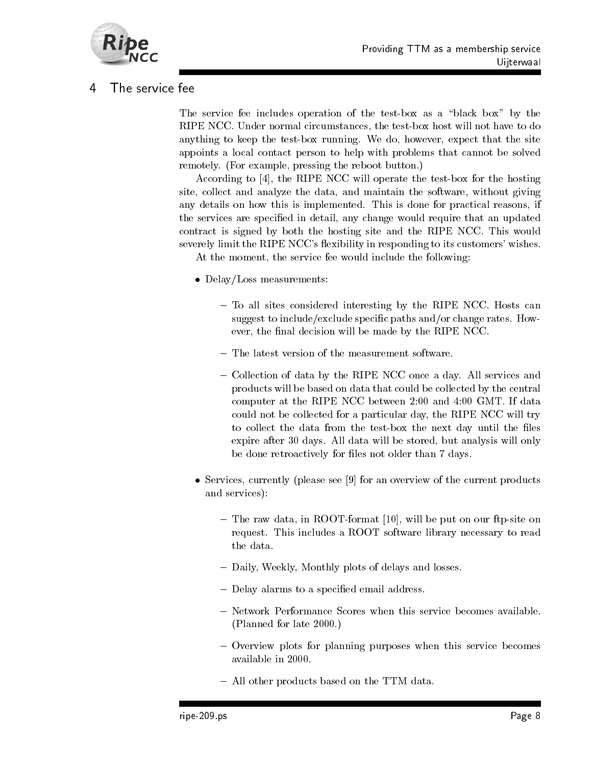## 4 The service fee

The service fee includes operation of the test-box as a "black box" by the RIPE NCC. Under normal circumstances, the test-box host will not have to do anything to keep the test-box running. We do, however, expect that the site appoints a local contact person to help with problems that cannot be solved remotely. (For example, pressing the reboot button.)

According to [4], the RIPE NCC will operate the test-box for the hosting site, collect and analyze the data, and maintain the software, without giving any details on how this is implemented. This is done for practical reasons, if the services are specified in detail, any change would require that an updated contract is signed by both the hosting site and the RIPE NCC. This would severely limit the RIPE NCC's flexibility in responding to its customers' wishes.

At the moment, the service fee would include the following:

- Delay/Loss measurements:
  - To all sites considered interesting by the RIPE NCC. Hosts can suggest to include/exclude specific paths and/or change rates. However, the final decision will be made by the RIPE NCC.
  - The latest version of the measurement software.
  - Collection of data by the RIPE NCC once a day. All services and products will be based on data that could be collected by the central computer at the RIPE NCC between 2:00 and 4:00 GMT. If data could not be collected for a particular day, the RIPE NCC will try to collect the data from the test-box the next day until the files expire after 30 days. All data will be stored, but analysis will only be done retroactively for files not older than 7 days.
- Services, currently (please see [9] for an overview of the current products and services):
  - The raw data, in ROOT-format [10], will be put on our ftp-site on request. This includes a ROOT software library necessary to read the data.
  - Daily, Weekly, Monthly plots of delays and losses.
  - Delay alarms to a specified email address.
  - Network Performance Scores when this service becomes available. (Planned for late 2000.)
  - Overview plots for planning purposes when this service becomes available in 2000.
  - All other products based on the TTM data.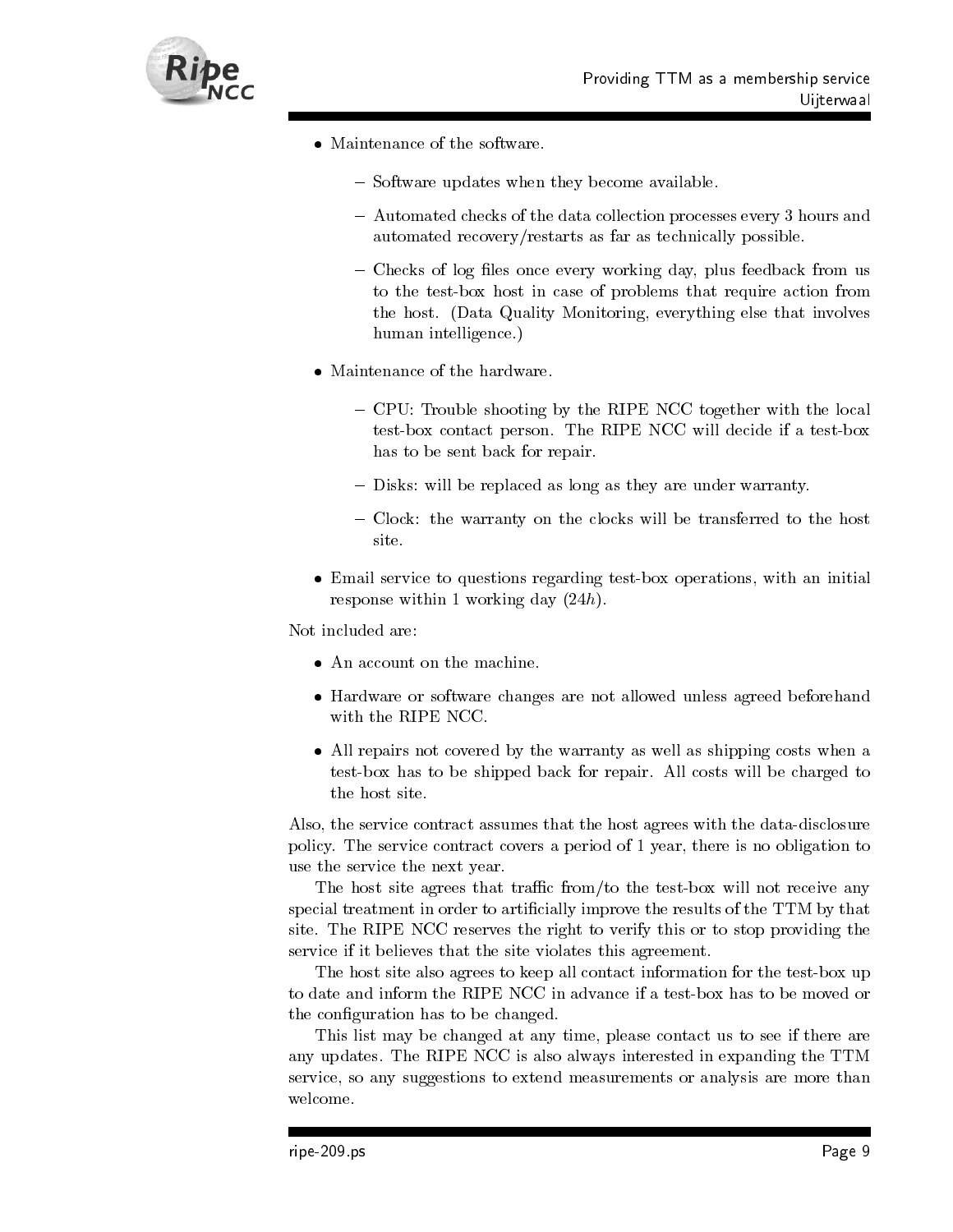- Maintenance of the software.
  - Software updates when they become available.
  - Automated checks of the data collection processes every 3 hours and automated recovery/restarts as far as technically possible.
  - Checks of log files once every working day, plus feedback from us to the test-box host in case of problems that require action from the host. (Data Quality Monitoring, everything else that involves human intelligence.)
- Maintenance of the hardware.
  - CPU: Trouble shooting by the RIPE NCC together with the local test-box contact person. The RIPE NCC will decide if a test-box has to be sent back for repair.
  - Disks: will be replaced as long as they are under warranty.
  - Clock: the warranty on the clocks will be transferred to the host site.
- Email service to questions regarding test-box operations, with an initial response within 1 working day (24*h*).

Not included are:

- An account on the machine.
- Hardware or software changes are not allowed unless agreed beforehand with the RIPE NCC.
- All repairs not covered by the warranty as well as shipping costs when a test-box has to be shipped back for repair. All costs will be charged to the host site.

Also, the service contract assumes that the host agrees with the data-disclosure policy. The service contract covers a period of 1 year, there is no obligation to use the service the next year.

The host site agrees that traffic from/to the test-box will not receive any special treatment in order to artificially improve the results of the TTM by that site. The RIPE NCC reserves the right to verify this or to stop providing the service if it believes that the site violates this agreement.

The host site also agrees to keep all contact information for the test-box up to date and inform the RIPE NCC in advance if a test-box has to be moved or the configuration has to be changed.

This list may be changed at any time, please contact us to see if there are any updates. The RIPE NCC is also always interested in expanding the TTM service, so any suggestions to extend measurements or analysis are more than welcome.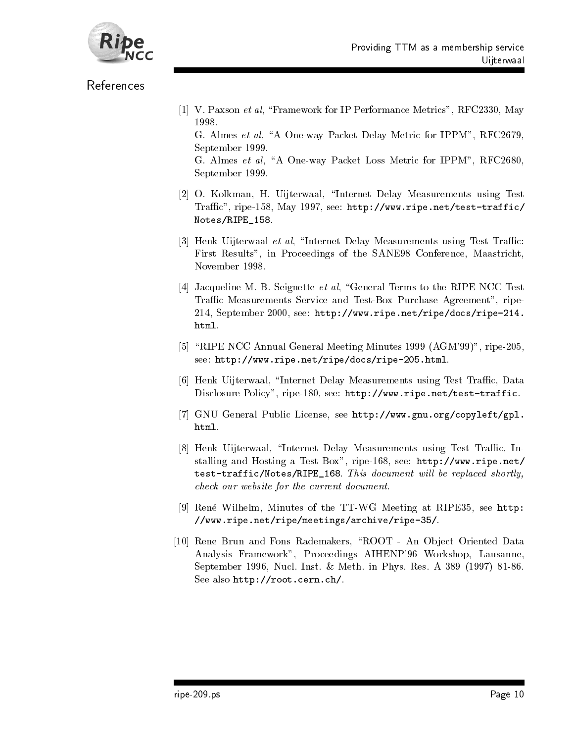# References

[1] V. Paxson *et al*, "Framework for IP Performance Metrics", RFC2330, May 1998.
G. Almes *et al*, "A One-way Packet Delay Metric for IPPM", RFC2679, September 1999.
G. Almes *et al*, "A One-way Packet Loss Metric for IPPM", RFC2680, September 1999.

[2] O. Kolkman, H. Uijterwaal, "Internet Delay Measurements using Test Traffic", ripe-158, May 1997, see: `http://www.ripe.net/test-traffic/Notes/RIPE_158`.

[3] Henk Uijterwaal *et al*, "Internet Delay Measurements using Test Traffic: First Results", in Proceedings of the SANE98 Conference, Maastricht, November 1998.

[4] Jacqueline M. B. Seignette *et al*, "General Terms to the RIPE NCC Test Traffic Measurements Service and Test-Box Purchase Agreement", ripe-214, September 2000, see: `http://www.ripe.net/ripe/docs/ripe-214.html`.

[5] "RIPE NCC Annual General Meeting Minutes 1999 (AGM'99)", ripe-205, see: `http://www.ripe.net/ripe/docs/ripe-205.html`.

[6] Henk Uijterwaal, "Internet Delay Measurements using Test Traffic, Data Disclosure Policy", ripe-180, see: `http://www.ripe.net/test-traffic`.

[7] GNU General Public License, see `http://www.gnu.org/copyleft/gpl.html`.

[8] Henk Uijterwaal, "Internet Delay Measurements using Test Traffic, Installing and Hosting a Test Box", ripe-168, see: `http://www.ripe.net/test-traffic/Notes/RIPE_168`. *This document will be replaced shortly, check our website for the current document.*

[9] René Wilhelm, Minutes of the TT-WG Meeting at RIPE35, see `http://www.ripe.net/ripe/meetings/archive/ripe-35/`.

[10] Rene Brun and Fons Rademakers, "ROOT - An Object Oriented Data Analysis Framework", Proceedings AIHENP'96 Workshop, Lausanne, September 1996, Nucl. Inst. & Meth. in Phys. Res. A 389 (1997) 81-86. See also `http://root.cern.ch/`.